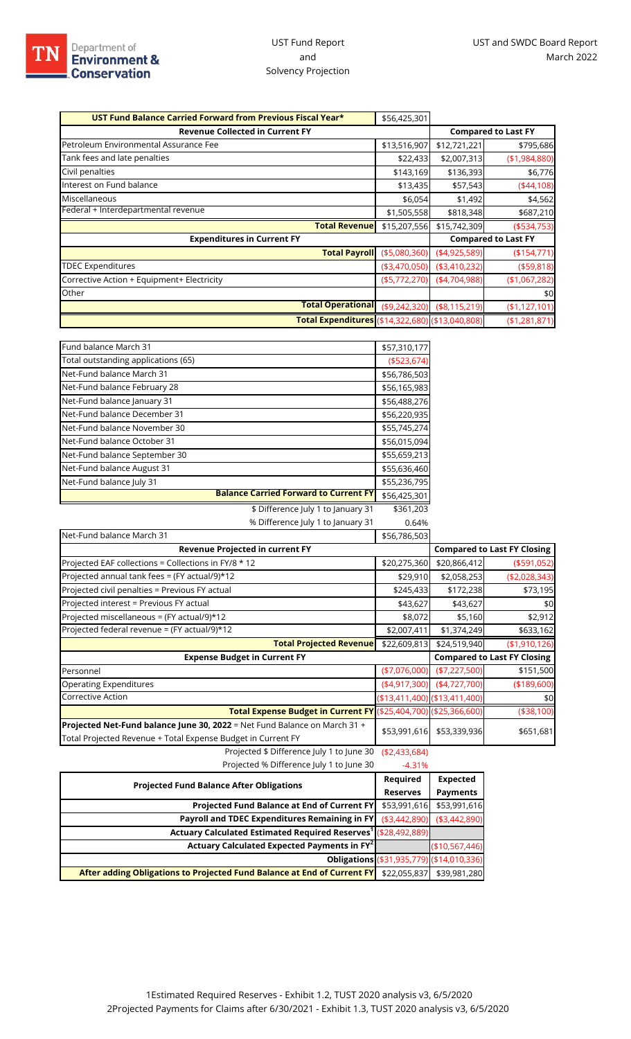TN Department of Environment & Conservation

UST Fund Report and Solvency Projection

UST and SWDC Board Report March 2022

| UST Fund Balance Carried Forward from Previous Fiscal Year* | $56,425,301 | | |
|---|---|---|---|
| **Revenue Collected in Current FY** | | **Compared to Last FY** | |
| Petroleum Environmental Assurance Fee | $13,516,907 | $12,721,221 | $795,686 |
| Tank fees and late penalties | $22,433 | $2,007,313 | ($1,984,880) |
| Civil penalties | $143,169 | $136,393 | $6,776 |
| Interest on Fund balance | $13,435 | $57,543 | ($44,108) |
| Miscellaneous | $6,054 | $1,492 | $4,562 |
| Federal + Interdepartmental revenue | $1,505,558 | $818,348 | $687,210 |
| **Total Revenue** | $15,207,556 | $15,742,309 | ($534,753) |
| **Expenditures in Current FY** | | **Compared to Last FY** | |
| **Total Payroll** | ($5,080,360) | ($4,925,589) | ($154,771) |
| TDEC Expenditures | ($3,470,050) | ($3,410,232) | ($59,818) |
| Corrective Action + Equipment+ Electricity | ($5,772,270) | ($4,704,988) | ($1,067,282) |
| Other | | | $0 |
| **Total Operational** | ($9,242,320) | ($8,115,219) | ($1,127,101) |
| **Total Expenditures** | ($14,322,680) | ($13,040,808) | ($1,281,871) |

| | |
|---|---|
| Fund balance March 31 | $57,310,177 |
| Total outstanding applications (65) | ($523,674) |
| Net-Fund balance March 31 | $56,786,503 |
| Net-Fund balance February 28 | $56,165,983 |
| Net-Fund balance January 31 | $56,488,276 |
| Net-Fund balance December 31 | $56,220,935 |
| Net-Fund balance November 30 | $55,745,274 |
| Net-Fund balance October 31 | $56,015,094 |
| Net-Fund balance September 30 | $55,659,213 |
| Net-Fund balance August 31 | $55,636,460 |
| Net-Fund balance July 31 | $55,236,795 |
| **Balance Carried Forward to Current FY** | $56,425,301 |
| $ Difference July 1 to January 31 | $361,203 |
| % Difference July 1 to January 31 | 0.64% |

| Net-Fund balance March 31 | $56,786,503 | | |
|---|---|---|---|
| **Revenue Projected in current FY** | | **Compared to Last FY Closing** | |
| Projected EAF collections = Collections in FY/8 * 12 | $20,275,360 | $20,866,412 | ($591,052) |
| Projected annual tank fees = (FY actual/9)*12 | $29,910 | $2,058,253 | ($2,028,343) |
| Projected civil penalties = Previous FY actual | $245,433 | $172,238 | $73,195 |
| Projected interest = Previous FY actual | $43,627 | $43,627 | $0 |
| Projected miscellaneous = (FY actual/9)*12 | $8,072 | $5,160 | $2,912 |
| Projected federal revenue = (FY actual/9)*12 | $2,007,411 | $1,374,249 | $633,162 |
| **Total Projected Revenue** | $22,609,813 | $24,519,940 | ($1,910,126) |
| **Expense Budget in Current FY** | | **Compared to Last FY Closing** | |
| Personnel | ($7,076,000) | ($7,227,500) | $151,500 |
| Operating Expenditures | ($4,917,300) | ($4,727,700) | ($189,600) |
| Corrective Action | ($13,411,400) | ($13,411,400) | $0 |
| **Total Expense Budget in Current FY** | ($25,404,700) | ($25,366,600) | ($38,100) |
| **Projected Net-Fund balance June 30, 2022** = Net Fund Balance on March 31 + Total Projected Revenue + Total Expense Budget in Current FY | $53,991,616 | $53,339,936 | $651,681 |
| Projected $ Difference July 1 to June 30 | ($2,433,684) | | |
| Projected % Difference July 1 to June 30 | -4.31% | | |

| Projected Fund Balance After Obligations | Required Reserves | Expected Payments |
|---|---|---|
| **Projected Fund Balance at End of Current FY** | $53,991,616 | $53,991,616 |
| **Payroll and TDEC Expenditures Remaining in FY** | ($3,442,890) | ($3,442,890) |
| **Actuary Calculated Estimated Required Reserves[1]** | ($28,492,889) | |
| **Actuary Calculated Expected Payments in FY[2]** | | ($10,567,446) |
| **Obligations** | ($31,935,779) | ($14,010,336) |
| **After adding Obligations to Projected Fund Balance at End of Current FY** | $22,055,837 | $39,981,280 |

1 Estimated Required Reserves - Exhibit 1.2, TUST 2020 analysis v3, 6/5/2020
2 Projected Payments for Claims after 6/30/2021 - Exhibit 1.3, TUST 2020 analysis v3, 6/5/2020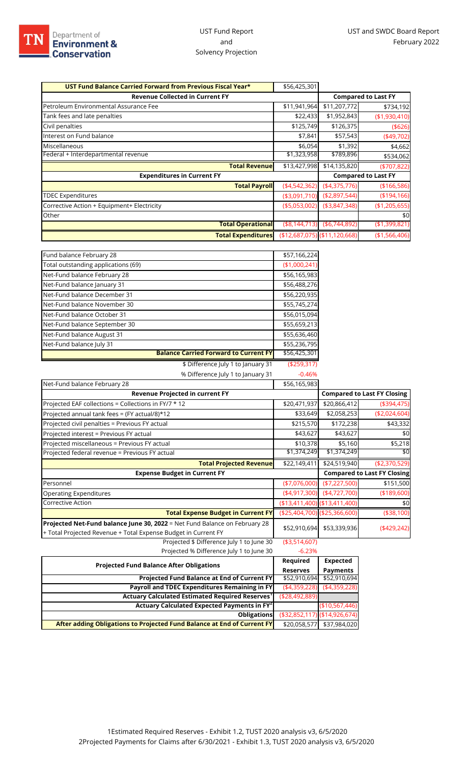UST Fund Report and Solvency Projection

UST and SWDC Board Report
February 2022

| UST Fund Balance Carried Forward from Previous Fiscal Year* | $56,425,301 | | |
|---|---|---|---|
| **Revenue Collected in Current FY** | | **Compared to Last FY** | |
| Petroleum Environmental Assurance Fee | $11,941,964 | $11,207,772 | $734,192 |
| Tank fees and late penalties | $22,433 | $1,952,843 | ($1,930,410) |
| Civil penalties | $125,749 | $126,375 | ($626) |
| Interest on Fund balance | $7,841 | $57,543 | ($49,702) |
| Miscellaneous | $6,054 | $1,392 | $4,662 |
| Federal + Interdepartmental revenue | $1,323,958 | $789,896 | $534,062 |
| **Total Revenue** | $13,427,998 | $14,135,820 | ($707,822) |
| **Expenditures in Current FY** | | **Compared to Last FY** | |
| **Total Payroll** | ($4,542,362) | ($4,375,776) | ($166,586) |
| TDEC Expenditures | ($3,091,710) | ($2,897,544) | ($194,166) |
| Corrective Action + Equipment+ Electricity | ($5,053,002) | ($3,847,348) | ($1,205,655) |
| Other | | | $0 |
| **Total Operational** | ($8,144,713) | ($6,744,892) | ($1,399,821) |
| **Total Expenditures** | ($12,687,075) | ($11,120,668) | ($1,566,406) |

| | |
|---|---|
| Fund balance February 28 | $57,166,224 |
| Total outstanding applications (69) | ($1,000,241) |
| Net-Fund balance February 28 | $56,165,983 |
| Net-Fund balance January 31 | $56,488,276 |
| Net-Fund balance December 31 | $56,220,935 |
| Net-Fund balance November 30 | $55,745,274 |
| Net-Fund balance October 31 | $56,015,094 |
| Net-Fund balance September 30 | $55,659,213 |
| Net-Fund balance August 31 | $55,636,460 |
| Net-Fund balance July 31 | $55,236,795 |
| **Balance Carried Forward to Current FY** | $56,425,301 |
| $ Difference July 1 to January 31 | ($259,317) |
| % Difference July 1 to January 31 | -0.46% |

| Net-Fund balance February 28 | $56,165,983 | | |
|---|---|---|---|
| **Revenue Projected in current FY** | | **Compared to Last FY Closing** | |
| Projected EAF collections = Collections in FY/7 * 12 | $20,471,937 | $20,866,412 | ($394,475) |
| Projected annual tank fees = (FY actual/8)*12 | $33,649 | $2,058,253 | ($2,024,604) |
| Projected civil penalties = Previous FY actual | $215,570 | $172,238 | $43,332 |
| Projected interest = Previous FY actual | $43,627 | $43,627 | $0 |
| Projected miscellaneous = Previous FY actual | $10,378 | $5,160 | $5,218 |
| Projected federal revenue = Previous FY actual | $1,374,249 | $1,374,249 | $0 |
| **Total Projected Revenue** | $22,149,411 | $24,519,940 | ($2,370,529) |
| **Expense Budget in Current FY** | | **Compared to Last FY Closing** | |
| Personnel | ($7,076,000) | ($7,227,500) | $151,500 |
| Operating Expenditures | ($4,917,300) | ($4,727,700) | ($189,600) |
| Corrective Action | ($13,411,400) | ($13,411,400) | $0 |
| **Total Expense Budget in Current FY** | ($25,404,700) | ($25,366,600) | ($38,100) |
| **Projected Net-Fund balance June 30, 2022** = Net Fund Balance on February 28 + Total Projected Revenue + Total Expense Budget in Current FY | $52,910,694 | $53,339,936 | ($429,242) |
| Projected $ Difference July 1 to June 30 | ($3,514,607) | | |
| Projected % Difference July 1 to June 30 | -6.23% | | |

| Projected Fund Balance After Obligations | Required Reserves | Expected Payments |
|---|---|---|
| **Projected Fund Balance at End of Current FY** | $52,910,694 | $52,910,694 |
| **Payroll and TDEC Expenditures Remaining in FY** | ($4,359,228) | ($4,359,228) |
| **Actuary Calculated Estimated Required Reserves**[1] | ($28,492,889) | |
| **Actuary Calculated Expected Payments in FY**[2] | | ($10,567,446) |
| **Obligations** | ($32,852,117) | ($14,926,674) |
| **After adding Obligations to Projected Fund Balance at End of Current FY** | $20,058,577 | $37,984,020 |

1Estimated Required Reserves - Exhibit 1.2, TUST 2020 analysis v3, 6/5/2020
2Projected Payments for Claims after 6/30/2021 - Exhibit 1.3, TUST 2020 analysis v3, 6/5/2020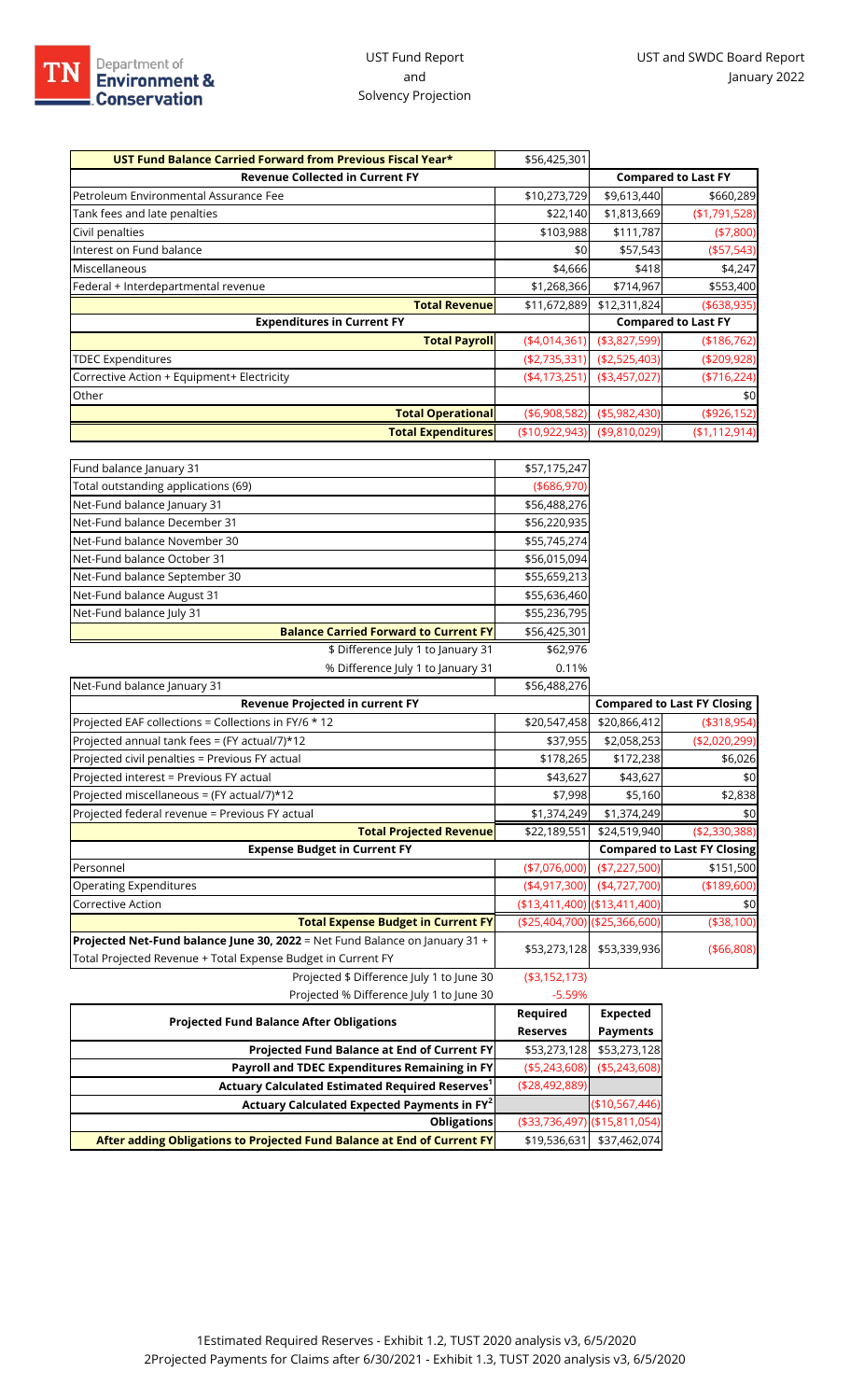UST Fund Report and Solvency Projection

UST and SWDC Board Report January 2022

| UST Fund Balance Carried Forward from Previous Fiscal Year* | $56,425,301 | | |
|---|---|---|---|
| **Revenue Collected in Current FY** | | **Compared to Last FY** | |
| Petroleum Environmental Assurance Fee | $10,273,729 | $9,613,440 | $660,289 |
| Tank fees and late penalties | $22,140 | $1,813,669 | ($1,791,528) |
| Civil penalties | $103,988 | $111,787 | ($7,800) |
| Interest on Fund balance | $0 | $57,543 | ($57,543) |
| Miscellaneous | $4,666 | $418 | $4,247 |
| Federal + Interdepartmental revenue | $1,268,366 | $714,967 | $553,400 |
| **Total Revenue** | $11,672,889 | $12,311,824 | ($638,935) |
| **Expenditures in Current FY** | | **Compared to Last FY** | |
| **Total Payroll** | ($4,014,361) | ($3,827,599) | ($186,762) |
| TDEC Expenditures | ($2,735,331) | ($2,525,403) | ($209,928) |
| Corrective Action + Equipment+ Electricity | ($4,173,251) | ($3,457,027) | ($716,224) |
| Other | | | $0 |
| **Total Operational** | ($6,908,582) | ($5,982,430) | ($926,152) |
| **Total Expenditures** | ($10,922,943) | ($9,810,029) | ($1,112,914) |

| | |
|---|---|
| Fund balance January 31 | $57,175,247 |
| Total outstanding applications (69) | ($686,970) |
| Net-Fund balance January 31 | $56,488,276 |
| Net-Fund balance December 31 | $56,220,935 |
| Net-Fund balance November 30 | $55,745,274 |
| Net-Fund balance October 31 | $56,015,094 |
| Net-Fund balance September 30 | $55,659,213 |
| Net-Fund balance August 31 | $55,636,460 |
| Net-Fund balance July 31 | $55,236,795 |
| **Balance Carried Forward to Current FY** | $56,425,301 |
| $ Difference July 1 to January 31 | $62,976 |
| % Difference July 1 to January 31 | 0.11% |

| Net-Fund balance January 31 | $56,488,276 | | |
|---|---|---|---|
| **Revenue Projected in current FY** | | **Compared to Last FY Closing** | |
| Projected EAF collections = Collections in FY/6 * 12 | $20,547,458 | $20,866,412 | ($318,954) |
| Projected annual tank fees = (FY actual/7)*12 | $37,955 | $2,058,253 | ($2,020,299) |
| Projected civil penalties = Previous FY actual | $178,265 | $172,238 | $6,026 |
| Projected interest = Previous FY actual | $43,627 | $43,627 | $0 |
| Projected miscellaneous = (FY actual/7)*12 | $7,998 | $5,160 | $2,838 |
| Projected federal revenue = Previous FY actual | $1,374,249 | $1,374,249 | $0 |
| **Total Projected Revenue** | $22,189,551 | $24,519,940 | ($2,330,388) |
| **Expense Budget in Current FY** | | **Compared to Last FY Closing** | |
| Personnel | ($7,076,000) | ($7,227,500) | $151,500 |
| Operating Expenditures | ($4,917,300) | ($4,727,700) | ($189,600) |
| Corrective Action | ($13,411,400) | ($13,411,400) | $0 |
| **Total Expense Budget in Current FY** | ($25,404,700) | ($25,366,600) | ($38,100) |
| **Projected Net-Fund balance June 30, 2022** = Net Fund Balance on January 31 + Total Projected Revenue + Total Expense Budget in Current FY | $53,273,128 | $53,339,936 | ($66,808) |
| Projected $ Difference July 1 to June 30 | ($3,152,173) | | |
| Projected % Difference July 1 to June 30 | -5.59% | | |

| Projected Fund Balance After Obligations | Required Reserves | Expected Payments |
|---|---|---|
| **Projected Fund Balance at End of Current FY** | $53,273,128 | $53,273,128 |
| **Payroll and TDEC Expenditures Remaining in FY** | ($5,243,608) | ($5,243,608) |
| **Actuary Calculated Estimated Required Reserves[1]** | ($28,492,889) | |
| **Actuary Calculated Expected Payments in FY[2]** | | ($10,567,446) |
| **Obligations** | ($33,736,497) | ($15,811,054) |
| **After adding Obligations to Projected Fund Balance at End of Current FY** | $19,536,631 | $37,462,074 |

1Estimated Required Reserves - Exhibit 1.2, TUST 2020 analysis v3, 6/5/2020
2Projected Payments for Claims after 6/30/2021 - Exhibit 1.3, TUST 2020 analysis v3, 6/5/2020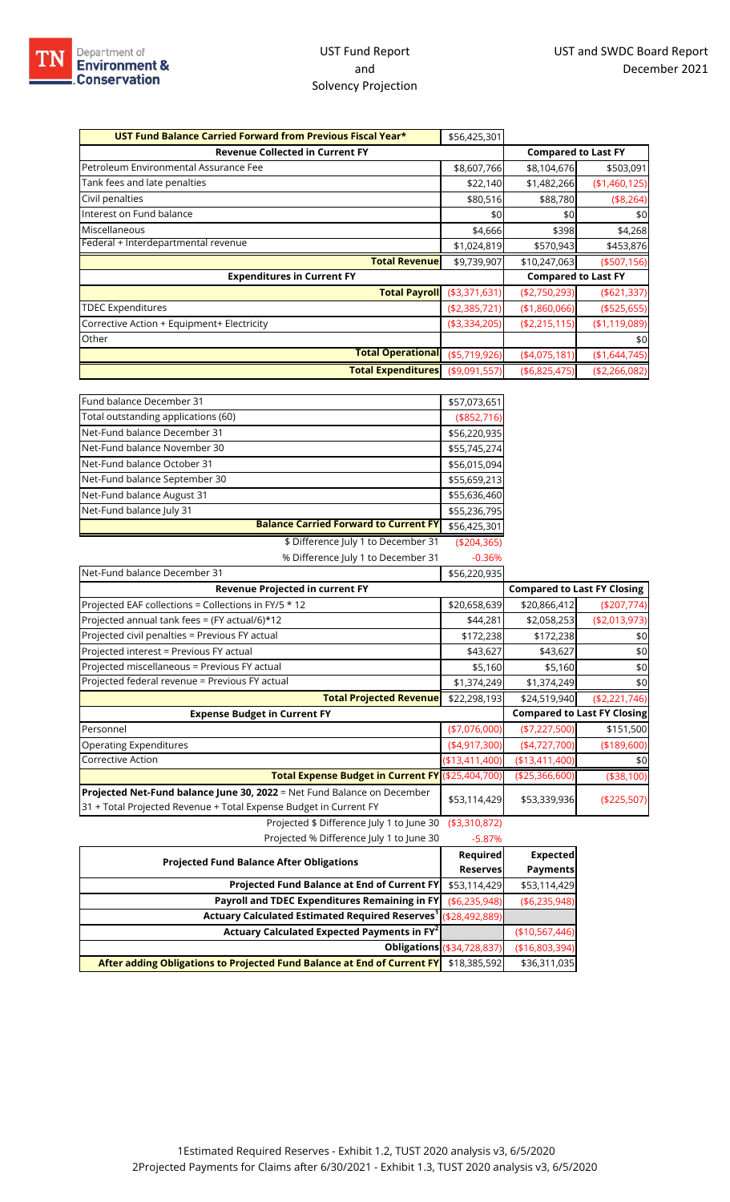# UST Fund Report and Solvency Projection

## UST and SWDC Board Report December 2021

| UST Fund Balance Carried Forward from Previous Fiscal Year* | $56,425,301 | | |
|---|---|---|---|
| **Revenue Collected in Current FY** | | **Compared to Last FY** | |
| Petroleum Environmental Assurance Fee | $8,607,766 | $8,104,676 | $503,091 |
| Tank fees and late penalties | $22,140 | $1,482,266 | ($1,460,125) |
| Civil penalties | $80,516 | $88,780 | ($8,264) |
| Interest on Fund balance | $0 | $0 | $0 |
| Miscellaneous | $4,666 | $398 | $4,268 |
| Federal + Interdepartmental revenue | $1,024,819 | $570,943 | $453,876 |
| **Total Revenue** | $9,739,907 | $10,247,063 | ($507,156) |
| **Expenditures in Current FY** | | **Compared to Last FY** | |
| **Total Payroll** | ($3,371,631) | ($2,750,293) | ($621,337) |
| TDEC Expenditures | ($2,385,721) | ($1,860,066) | ($525,655) |
| Corrective Action + Equipment+ Electricity | ($3,334,205) | ($2,215,115) | ($1,119,089) |
| Other | | | $0 |
| **Total Operational** | ($5,719,926) | ($4,075,181) | ($1,644,745) |
| **Total Expenditures** | ($9,091,557) | ($6,825,475) | ($2,266,082) |

| | |
|---|---|
| Fund balance December 31 | $57,073,651 |
| Total outstanding applications (60) | ($852,716) |
| Net-Fund balance December 31 | $56,220,935 |
| Net-Fund balance November 30 | $55,745,274 |
| Net-Fund balance October 31 | $56,015,094 |
| Net-Fund balance September 30 | $55,659,213 |
| Net-Fund balance August 31 | $55,636,460 |
| Net-Fund balance July 31 | $55,236,795 |
| **Balance Carried Forward to Current FY** | $56,425,301 |
| $ Difference July 1 to December 31 | ($204,365) |
| % Difference July 1 to December 31 | -0.36% |

| Net-Fund balance December 31 | $56,220,935 | | |
|---|---|---|---|
| **Revenue Projected in current FY** | | **Compared to Last FY Closing** | |
| Projected EAF collections = Collections in FY/5 * 12 | $20,658,639 | $20,866,412 | ($207,774) |
| Projected annual tank fees = (FY actual/6)*12 | $44,281 | $2,058,253 | ($2,013,973) |
| Projected civil penalties = Previous FY actual | $172,238 | $172,238 | $0 |
| Projected interest = Previous FY actual | $43,627 | $43,627 | $0 |
| Projected miscellaneous = Previous FY actual | $5,160 | $5,160 | $0 |
| Projected federal revenue = Previous FY actual | $1,374,249 | $1,374,249 | $0 |
| **Total Projected Revenue** | $22,298,193 | $24,519,940 | ($2,221,746) |
| **Expense Budget in Current FY** | | **Compared to Last FY Closing** | |
| Personnel | ($7,076,000) | ($7,227,500) | $151,500 |
| Operating Expenditures | ($4,917,300) | ($4,727,700) | ($189,600) |
| Corrective Action | ($13,411,400) | ($13,411,400) | $0 |
| **Total Expense Budget in Current FY** | ($25,404,700) | ($25,366,600) | ($38,100) |
| **Projected Net-Fund balance June 30, 2022** = Net Fund Balance on December 31 + Total Projected Revenue + Total Expense Budget in Current FY | $53,114,429 | $53,339,936 | ($225,507) |
| Projected $ Difference July 1 to June 30 | ($3,310,872) | | |
| Projected % Difference July 1 to June 30 | -5.87% | | |

| Projected Fund Balance After Obligations | Required Reserves | Expected Payments |
|---|---|---|
| **Projected Fund Balance at End of Current FY** | $53,114,429 | $53,114,429 |
| **Payroll and TDEC Expenditures Remaining in FY** | ($6,235,948) | ($6,235,948) |
| **Actuary Calculated Estimated Required Reserves[1]** | ($28,492,889) | |
| **Actuary Calculated Expected Payments in FY[2]** | | ($10,567,446) |
| **Obligations** | ($34,728,837) | ($16,803,394) |
| **After adding Obligations to Projected Fund Balance at End of Current FY** | $18,385,592 | $36,311,035 |

1Estimated Required Reserves - Exhibit 1.2, TUST 2020 analysis v3, 6/5/2020

2Projected Payments for Claims after 6/30/2021 - Exhibit 1.3, TUST 2020 analysis v3, 6/5/2020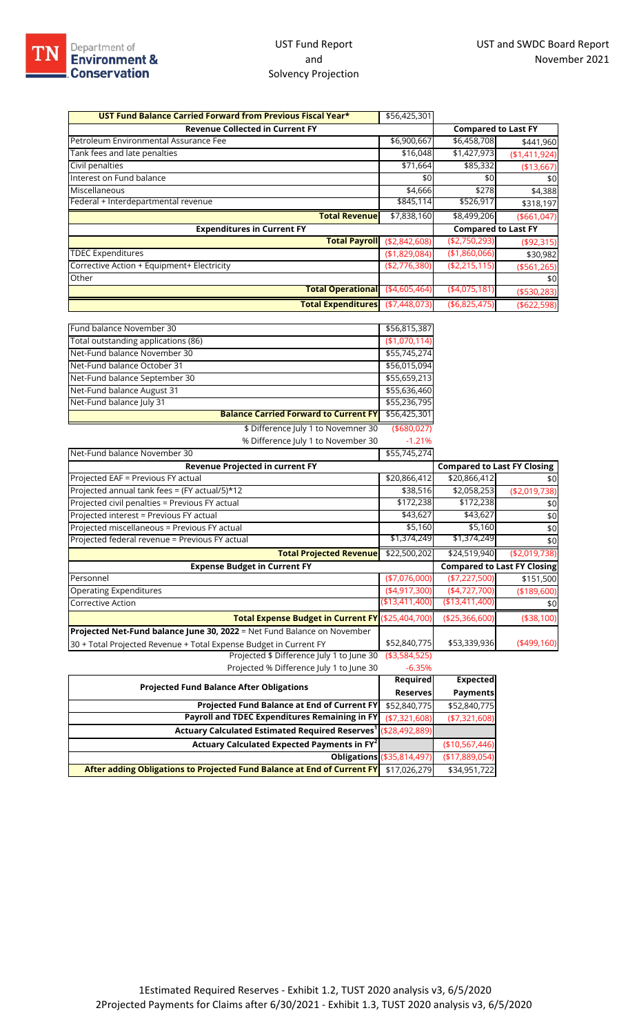TN Department of Environment & Conservation

UST Fund Report and Solvency Projection

UST and SWDC Board Report November 2021

| UST Fund Balance Carried Forward from Previous Fiscal Year* | $56,425,301 | | |
|---|---|---|---|
| **Revenue Collected in Current FY** | | **Compared to Last FY** | |
| Petroleum Environmental Assurance Fee | $6,900,667 | $6,458,708 | $441,960 |
| Tank fees and late penalties | $16,048 | $1,427,973 | ($1,411,924) |
| Civil penalties | $71,664 | $85,332 | ($13,667) |
| Interest on Fund balance | $0 | $0 | $0 |
| Miscellaneous | $4,666 | $278 | $4,388 |
| Federal + Interdepartmental revenue | $845,114 | $526,917 | $318,197 |
| **Total Revenue** | $7,838,160 | $8,499,206 | ($661,047) |
| **Expenditures in Current FY** | | **Compared to Last FY** | |
| **Total Payroll** | ($2,842,608) | ($2,750,293) | ($92,315) |
| TDEC Expenditures | ($1,829,084) | ($1,860,066) | $30,982 |
| Corrective Action + Equipment+ Electricity | ($2,776,380) | ($2,215,115) | ($561,265) |
| Other | | | $0 |
| **Total Operational** | ($4,605,464) | ($4,075,181) | ($530,283) |
| **Total Expenditures** | ($7,448,073) | ($6,825,475) | ($622,598) |

| | |
|---|---|
| Fund balance November 30 | $56,815,387 |
| Total outstanding applications (86) | ($1,070,114) |
| Net-Fund balance November 30 | $55,745,274 |
| Net-Fund balance October 31 | $56,015,094 |
| Net-Fund balance September 30 | $55,659,213 |
| Net-Fund balance August 31 | $55,636,460 |
| Net-Fund balance July 31 | $55,236,795 |
| **Balance Carried Forward to Current FY** | $56,425,301 |
| $ Difference July 1 to Novemner 30 | ($680,027) |
| % Difference July 1 to November 30 | -1.21% |

| Net-Fund balance November 30 | $55,745,274 | | |
|---|---|---|---|
| **Revenue Projected in current FY** | | **Compared to Last FY Closing** | |
| Projected EAF = Previous FY actual | $20,866,412 | $20,866,412 | $0 |
| Projected annual tank fees = (FY actual/5)*12 | $38,516 | $2,058,253 | ($2,019,738) |
| Projected civil penalties = Previous FY actual | $172,238 | $172,238 | $0 |
| Projected interest = Previous FY actual | $43,627 | $43,627 | $0 |
| Projected miscellaneous = Previous FY actual | $5,160 | $5,160 | $0 |
| Projected federal revenue = Previous FY actual | $1,374,249 | $1,374,249 | $0 |
| **Total Projected Revenue** | $22,500,202 | $24,519,940 | ($2,019,738) |
| **Expense Budget in Current FY** | | **Compared to Last FY Closing** | |
| Personnel | ($7,076,000) | ($7,227,500) | $151,500 |
| Operating Expenditures | ($4,917,300) | ($4,727,700) | ($189,600) |
| Corrective Action | ($13,411,400) | ($13,411,400) | $0 |
| **Total Expense Budget in Current FY** | ($25,404,700) | ($25,366,600) | ($38,100) |
| **Projected Net-Fund balance June 30, 2022** = Net Fund Balance on November 30 + Total Projected Revenue + Total Expense Budget in Current FY | $52,840,775 | $53,339,936 | ($499,160) |
| Projected $ Difference July 1 to June 30 | ($3,584,525) | | |
| Projected % Difference July 1 to June 30 | -6.35% | | |

| **Projected Fund Balance After Obligations** | **Required Reserves** | **Expected Payments** |
|---|---|---|
| **Projected Fund Balance at End of Current FY** | $52,840,775 | $52,840,775 |
| **Payroll and TDEC Expenditures Remaining in FY** | ($7,321,608) | ($7,321,608) |
| **Actuary Calculated Estimated Required Reserves[1]** | ($28,492,889) | |
| **Actuary Calculated Expected Payments in FY[2]** | | ($10,567,446) |
| **Obligations** | ($35,814,497) | ($17,889,054) |
| **After adding Obligations to Projected Fund Balance at End of Current FY** | $17,026,279 | $34,951,722 |

1Estimated Required Reserves - Exhibit 1.2, TUST 2020 analysis v3, 6/5/2020

2Projected Payments for Claims after 6/30/2021 - Exhibit 1.3, TUST 2020 analysis v3, 6/5/2020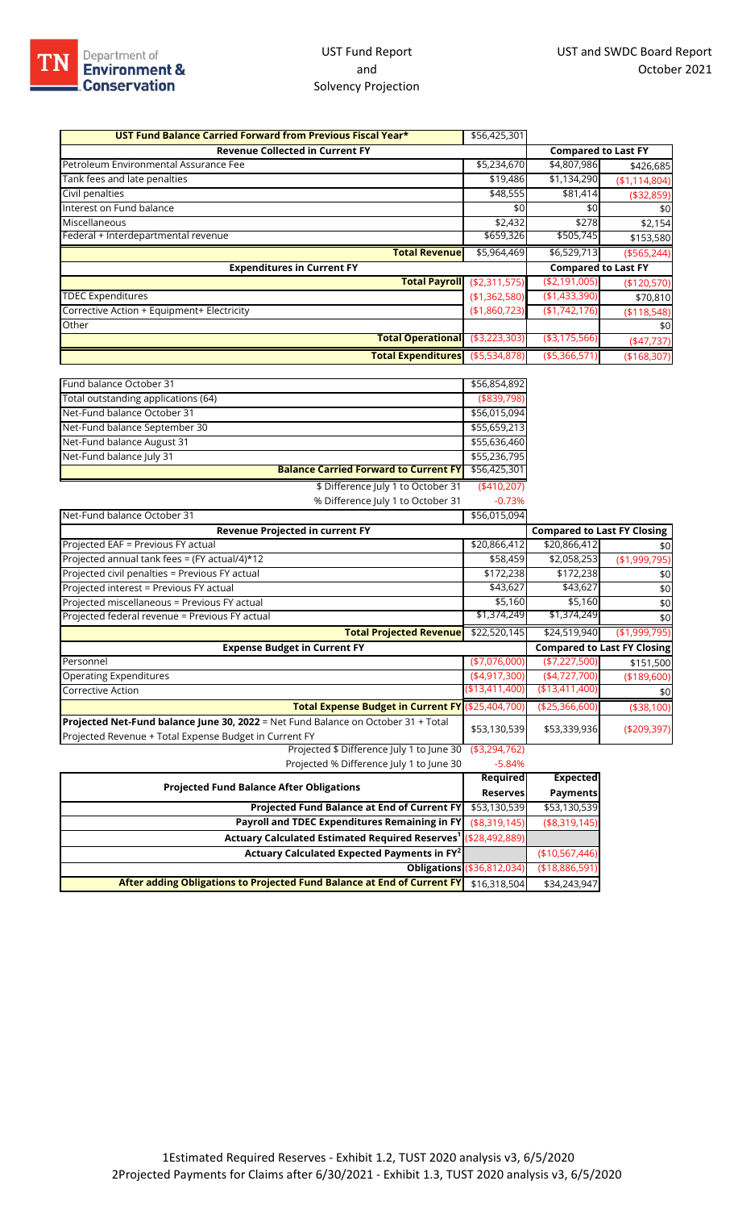# UST Fund Report and Solvency Projection

UST and SWDC Board Report
October 2021

| UST Fund Balance Carried Forward from Previous Fiscal Year* | $56,425,301 | | |
|---|---|---|---|
| **Revenue Collected in Current FY** | | **Compared to Last FY** | |
| Petroleum Environmental Assurance Fee | $5,234,670 | $4,807,986 | $426,685 |
| Tank fees and late penalties | $19,486 | $1,134,290 | ($1,114,804) |
| Civil penalties | $48,555 | $81,414 | ($32,859) |
| Interest on Fund balance | $0 | $0 | $0 |
| Miscellaneous | $2,432 | $278 | $2,154 |
| Federal + Interdepartmental revenue | $659,326 | $505,745 | $153,580 |
| **Total Revenue** | $5,964,469 | $6,529,713 | ($565,244) |
| **Expenditures in Current FY** | | **Compared to Last FY** | |
| **Total Payroll** | ($2,311,575) | ($2,191,005) | ($120,570) |
| TDEC Expenditures | ($1,362,580) | ($1,433,390) | $70,810 |
| Corrective Action + Equipment+ Electricity | ($1,860,723) | ($1,742,176) | ($118,548) |
| Other | | | $0 |
| **Total Operational** | ($3,223,303) | ($3,175,566) | ($47,737) |
| **Total Expenditures** | ($5,534,878) | ($5,366,571) | ($168,307) |

| | |
|---|---|
| Fund balance October 31 | $56,854,892 |
| Total outstanding applications (64) | ($839,798) |
| Net-Fund balance October 31 | $56,015,094 |
| Net-Fund balance September 30 | $55,659,213 |
| Net-Fund balance August 31 | $55,636,460 |
| Net-Fund balance July 31 | $55,236,795 |
| **Balance Carried Forward to Current FY** | $56,425,301 |
| $ Difference July 1 to October 31 | ($410,207) |
| % Difference July 1 to October 31 | -0.73% |

| Net-Fund balance October 31 | $56,015,094 | | |
|---|---|---|---|
| **Revenue Projected in current FY** | | **Compared to Last FY Closing** | |
| Projected EAF = Previous FY actual | $20,866,412 | $20,866,412 | $0 |
| Projected annual tank fees = (FY actual/4)*12 | $58,459 | $2,058,253 | ($1,999,795) |
| Projected civil penalties = Previous FY actual | $172,238 | $172,238 | $0 |
| Projected interest = Previous FY actual | $43,627 | $43,627 | $0 |
| Projected miscellaneous = Previous FY actual | $5,160 | $5,160 | $0 |
| Projected federal revenue = Previous FY actual | $1,374,249 | $1,374,249 | $0 |
| **Total Projected Revenue** | $22,520,145 | $24,519,940 | ($1,999,795) |
| **Expense Budget in Current FY** | | **Compared to Last FY Closing** | |
| Personnel | ($7,076,000) | ($7,227,500) | $151,500 |
| Operating Expenditures | ($4,917,300) | ($4,727,700) | ($189,600) |
| Corrective Action | ($13,411,400) | ($13,411,400) | $0 |
| **Total Expense Budget in Current FY** | ($25,404,700) | ($25,366,600) | ($38,100) |
| **Projected Net-Fund balance June 30, 2022** = Net Fund Balance on October 31 + Total Projected Revenue + Total Expense Budget in Current FY | $53,130,539 | $53,339,936 | ($209,397) |
| Projected $ Difference July 1 to June 30 | ($3,294,762) | | |
| Projected % Difference July 1 to June 30 | -5.84% | | |

| **Projected Fund Balance After Obligations** | **Required Reserves** | **Expected Payments** |
|---|---|---|
| **Projected Fund Balance at End of Current FY** | $53,130,539 | $53,130,539 |
| **Payroll and TDEC Expenditures Remaining in FY** | ($8,319,145) | ($8,319,145) |
| **Actuary Calculated Estimated Required Reserves[1]** | ($28,492,889) | |
| **Actuary Calculated Expected Payments in FY[2]** | | ($10,567,446) |
| **Obligations** | ($36,812,034) | ($18,886,591) |
| **After adding Obligations to Projected Fund Balance at End of Current FY** | $16,318,504 | $34,243,947 |

1Estimated Required Reserves - Exhibit 1.2, TUST 2020 analysis v3, 6/5/2020
2Projected Payments for Claims after 6/30/2021 - Exhibit 1.3, TUST 2020 analysis v3, 6/5/2020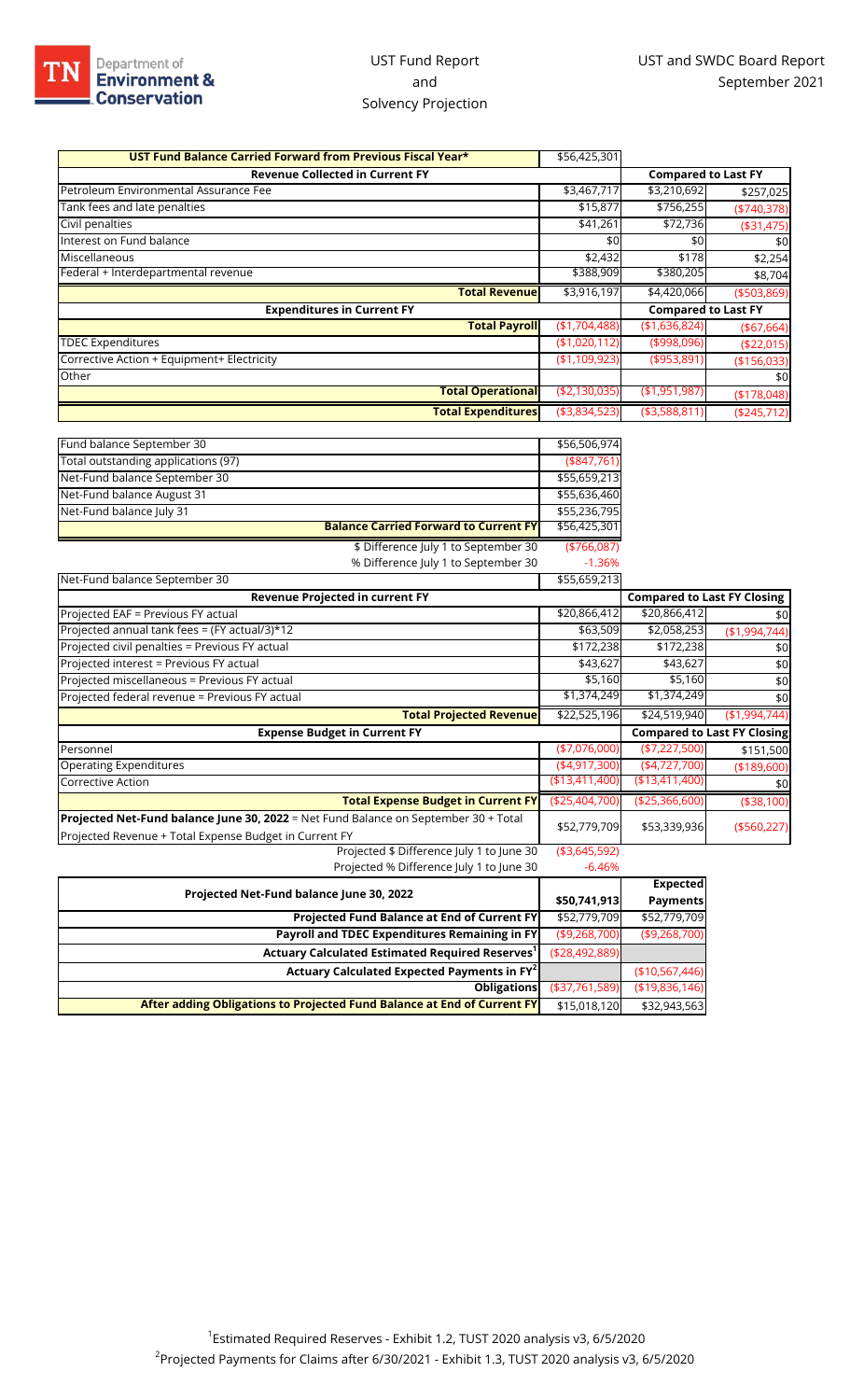UST Fund Report and Solvency Projection

UST and SWDC Board Report September 2021

| UST Fund Balance Carried Forward from Previous Fiscal Year* | $56,425,301 | | |
|---|---|---|---|
| **Revenue Collected in Current FY** | | **Compared to Last FY** | |
| Petroleum Environmental Assurance Fee | $3,467,717 | $3,210,692 | $257,025 |
| Tank fees and late penalties | $15,877 | $756,255 | ($740,378) |
| Civil penalties | $41,261 | $72,736 | ($31,475) |
| Interest on Fund balance | $0 | $0 | $0 |
| Miscellaneous | $2,432 | $178 | $2,254 |
| Federal + Interdepartmental revenue | $388,909 | $380,205 | $8,704 |
| **Total Revenue** | $3,916,197 | $4,420,066 | ($503,869) |
| **Expenditures in Current FY** | | **Compared to Last FY** | |
| **Total Payroll** | ($1,704,488) | ($1,636,824) | ($67,664) |
| TDEC Expenditures | ($1,020,112) | ($998,096) | ($22,015) |
| Corrective Action + Equipment+ Electricity | ($1,109,923) | ($953,891) | ($156,033) |
| Other | | | $0 |
| **Total Operational** | ($2,130,035) | ($1,951,987) | ($178,048) |
| **Total Expenditures** | ($3,834,523) | ($3,588,811) | ($245,712) |

| | |
|---|---|
| Fund balance September 30 | $56,506,974 |
| Total outstanding applications (97) | ($847,761) |
| Net-Fund balance September 30 | $55,659,213 |
| Net-Fund balance August 31 | $55,636,460 |
| Net-Fund balance July 31 | $55,236,795 |
| **Balance Carried Forward to Current FY** | $56,425,301 |
| $ Difference July 1 to September 30 | ($766,087) |
| % Difference July 1 to September 30 | -1.36% |

| Net-Fund balance September 30 | $55,659,213 | | |
|---|---|---|---|
| **Revenue Projected in current FY** | | **Compared to Last FY Closing** | |
| Projected EAF = Previous FY actual | $20,866,412 | $20,866,412 | $0 |
| Projected annual tank fees = (FY actual/3)*12 | $63,509 | $2,058,253 | ($1,994,744) |
| Projected civil penalties = Previous FY actual | $172,238 | $172,238 | $0 |
| Projected interest = Previous FY actual | $43,627 | $43,627 | $0 |
| Projected miscellaneous = Previous FY actual | $5,160 | $5,160 | $0 |
| Projected federal revenue = Previous FY actual | $1,374,249 | $1,374,249 | $0 |
| **Total Projected Revenue** | $22,525,196 | $24,519,940 | ($1,994,744) |
| **Expense Budget in Current FY** | | **Compared to Last FY Closing** | |
| Personnel | ($7,076,000) | ($7,227,500) | $151,500 |
| Operating Expenditures | ($4,917,300) | ($4,727,700) | ($189,600) |
| Corrective Action | ($13,411,400) | ($13,411,400) | $0 |
| **Total Expense Budget in Current FY** | ($25,404,700) | ($25,366,600) | ($38,100) |
| **Projected Net-Fund balance June 30, 2022** = Net Fund Balance on September 30 + Total Projected Revenue + Total Expense Budget in Current FY | $52,779,709 | $53,339,936 | ($560,227) |
| Projected $ Difference July 1 to June 30 | ($3,645,592) | | |
| Projected % Difference July 1 to June 30 | -6.46% | | |

| Projected Net-Fund balance June 30, 2022 | $50,741,913 | Expected Payments |
|---|---|---|
| **Projected Fund Balance at End of Current FY** | $52,779,709 | $52,779,709 |
| **Payroll and TDEC Expenditures Remaining in FY** | ($9,268,700) | ($9,268,700) |
| **Actuary Calculated Estimated Required Reserves[1]** | ($28,492,889) | |
| **Actuary Calculated Expected Payments in FY[2]** | | ($10,567,446) |
| **Obligations** | ($37,761,589) | ($19,836,146) |
| **After adding Obligations to Projected Fund Balance at End of Current FY** | $15,018,120 | $32,943,563 |

[1]Estimated Required Reserves - Exhibit 1.2, TUST 2020 analysis v3, 6/5/2020

[2]Projected Payments for Claims after 6/30/2021 - Exhibit 1.3, TUST 2020 analysis v3, 6/5/2020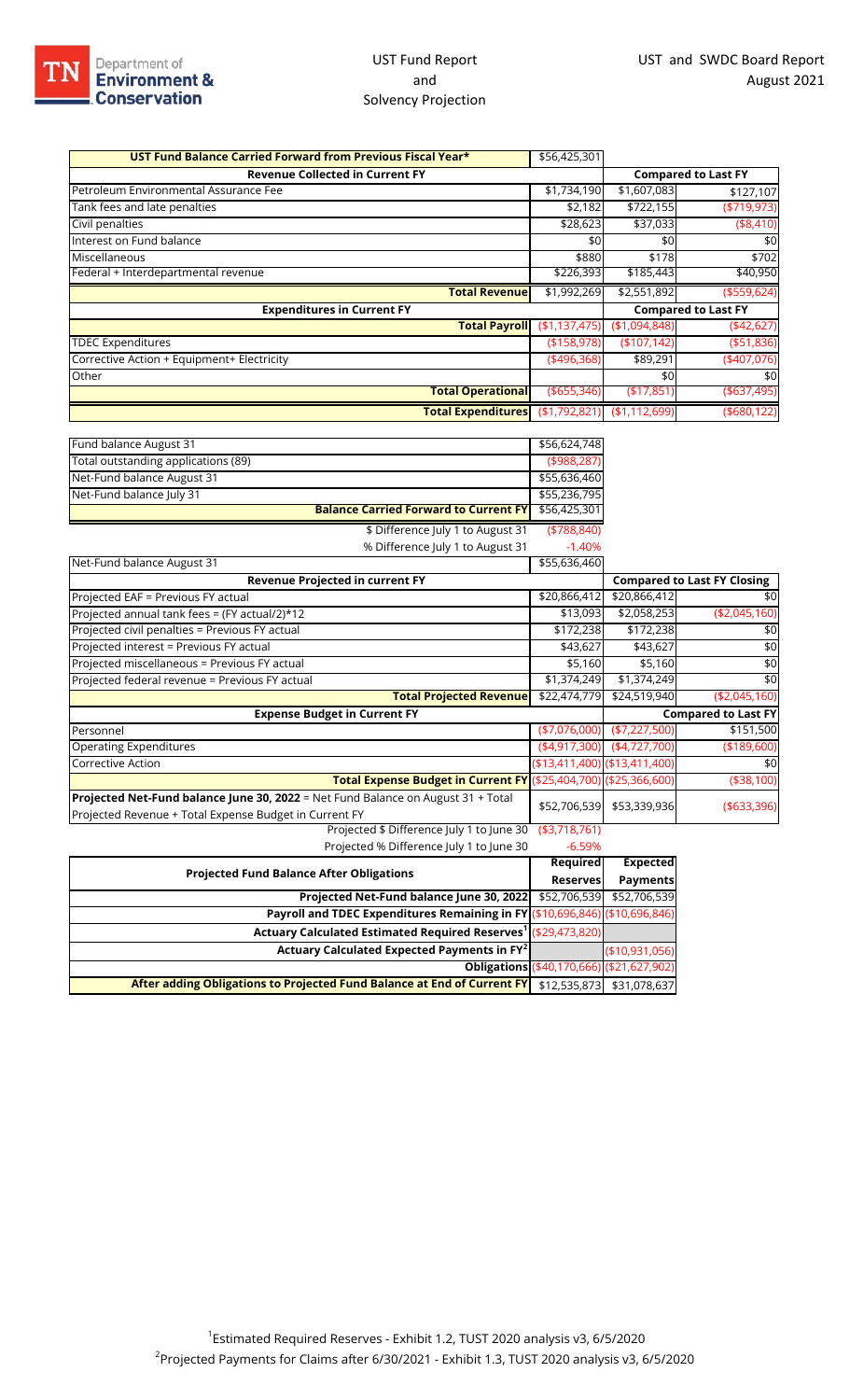# UST Fund Report and Solvency Projection

**UST and SWDC Board Report**
**August 2021**

| UST Fund Balance Carried Forward from Previous Fiscal Year* | $56,425,301 | | |
|---|---|---|---|
| **Revenue Collected in Current FY** | | **Compared to Last FY** | |
| Petroleum Environmental Assurance Fee | $1,734,190 | $1,607,083 | $127,107 |
| Tank fees and late penalties | $2,182 | $722,155 | ($719,973) |
| Civil penalties | $28,623 | $37,033 | ($8,410) |
| Interest on Fund balance | $0 | $0 | $0 |
| Miscellaneous | $880 | $178 | $702 |
| Federal + Interdepartmental revenue | $226,393 | $185,443 | $40,950 |
| **Total Revenue** | $1,992,269 | $2,551,892 | ($559,624) |
| **Expenditures in Current FY** | | **Compared to Last FY** | |
| **Total Payroll** | ($1,137,475) | ($1,094,848) | ($42,627) |
| TDEC Expenditures | ($158,978) | ($107,142) | ($51,836) |
| Corrective Action + Equipment+ Electricity | ($496,368) | $89,291 | ($407,076) |
| Other | | $0 | $0 |
| **Total Operational** | ($655,346) | ($17,851) | ($637,495) |
| **Total Expenditures** | ($1,792,821) | ($1,112,699) | ($680,122) |

| | |
|---|---|
| Fund balance August 31 | $56,624,748 |
| Total outstanding applications (89) | ($988,287) |
| Net-Fund balance August 31 | $55,636,460 |
| Net-Fund balance July 31 | $55,236,795 |
| **Balance Carried Forward to Current FY** | $56,425,301 |
| $ Difference July 1 to August 31 | ($788,840) |
| % Difference July 1 to August 31 | -1.40% |

| Net-Fund balance August 31 | $55,636,460 | | |
|---|---|---|---|
| **Revenue Projected in current FY** | | **Compared to Last FY Closing** | |
| Projected EAF = Previous FY actual | $20,866,412 | $20,866,412 | $0 |
| Projected annual tank fees = (FY actual/2)*12 | $13,093 | $2,058,253 | ($2,045,160) |
| Projected civil penalties = Previous FY actual | $172,238 | $172,238 | $0 |
| Projected interest = Previous FY actual | $43,627 | $43,627 | $0 |
| Projected miscellaneous = Previous FY actual | $5,160 | $5,160 | $0 |
| Projected federal revenue = Previous FY actual | $1,374,249 | $1,374,249 | $0 |
| **Total Projected Revenue** | $22,474,779 | $24,519,940 | ($2,045,160) |
| **Expense Budget in Current FY** | | | **Compared to Last FY** |
| Personnel | ($7,076,000) | ($7,227,500) | $151,500 |
| Operating Expenditures | ($4,917,300) | ($4,727,700) | ($189,600) |
| Corrective Action | ($13,411,400) | ($13,411,400) | $0 |
| **Total Expense Budget in Current FY** | ($25,404,700) | ($25,366,600) | ($38,100) |
| **Projected Net-Fund balance June 30, 2022** = Net Fund Balance on August 31 + Total Projected Revenue + Total Expense Budget in Current FY | $52,706,539 | $53,339,936 | ($633,396) |
| Projected $ Difference July 1 to June 30 | ($3,718,761) | | |
| Projected % Difference July 1 to June 30 | -6.59% | | |

| Projected Fund Balance After Obligations | Required Reserves | Expected Payments |
|---|---|---|
| **Projected Net-Fund balance June 30, 2022** | $52,706,539 | $52,706,539 |
| **Payroll and TDEC Expenditures Remaining in FY** | ($10,696,846) | ($10,696,846) |
| **Actuary Calculated Estimated Required Reserves[1]** | ($29,473,820) | |
| **Actuary Calculated Expected Payments in FY[2]** | | ($10,931,056) |
| **Obligations** | ($40,170,666) | ($21,627,902) |
| **After adding Obligations to Projected Fund Balance at End of Current FY** | $12,535,873 | $31,078,637 |

[1] Estimated Required Reserves - Exhibit 1.2, TUST 2020 analysis v3, 6/5/2020

[2] Projected Payments for Claims after 6/30/2021 - Exhibit 1.3, TUST 2020 analysis v3, 6/5/2020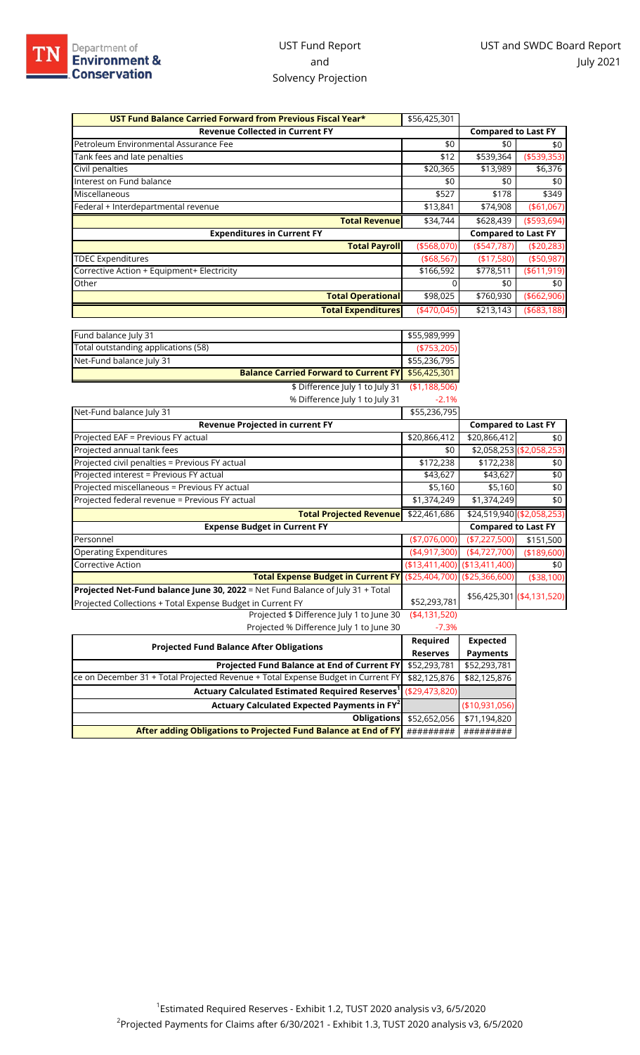# UST Fund Report and Solvency Projection

UST and SWDC Board Report
July 2021

| UST Fund Balance Carried Forward from Previous Fiscal Year* | $56,425,301 | | |
|---|---|---|---|
| **Revenue Collected in Current FY** | | **Compared to Last FY** | |
| Petroleum Environmental Assurance Fee | $0 | $0 | $0 |
| Tank fees and late penalties | $12 | $539,364 | ($539,353) |
| Civil penalties | $20,365 | $13,989 | $6,376 |
| Interest on Fund balance | $0 | $0 | $0 |
| Miscellaneous | $527 | $178 | $349 |
| Federal + Interdepartmental revenue | $13,841 | $74,908 | ($61,067) |
| **Total Revenue** | $34,744 | $628,439 | ($593,694) |
| **Expenditures in Current FY** | | **Compared to Last FY** | |
| **Total Payroll** | ($568,070) | ($547,787) | ($20,283) |
| TDEC Expenditures | ($68,567) | ($17,580) | ($50,987) |
| Corrective Action + Equipment+ Electricity | $166,592 | $778,511 | ($611,919) |
| Other | 0 | $0 | $0 |
| **Total Operational** | $98,025 | $760,930 | ($662,906) |
| **Total Expenditures** | ($470,045) | $213,143 | ($683,188) |

| | |
|---|---|
| Fund balance July 31 | $55,989,999 |
| Total outstanding applications (58) | ($753,205) |
| Net-Fund balance July 31 | $55,236,795 |
| **Balance Carried Forward to Current FY** | $56,425,301 |
| $ Difference July 1 to July 31 | ($1,188,506) |
| % Difference July 1 to July 31 | -2.1% |

| Net-Fund balance July 31 | $55,236,795 | | |
|---|---|---|---|
| **Revenue Projected in current FY** | | **Compared to Last FY** | |
| Projected EAF = Previous FY actual | $20,866,412 | $20,866,412 | $0 |
| Projected annual tank fees | $0 | $2,058,253 | ($2,058,253) |
| Projected civil penalties = Previous FY actual | $172,238 | $172,238 | $0 |
| Projected interest = Previous FY actual | $43,627 | $43,627 | $0 |
| Projected miscellaneous = Previous FY actual | $5,160 | $5,160 | $0 |
| Projected federal revenue = Previous FY actual | $1,374,249 | $1,374,249 | $0 |
| **Total Projected Revenue** | $22,461,686 | $24,519,940 | ($2,058,253) |
| **Expense Budget in Current FY** | | **Compared to Last FY** | |
| Personnel | ($7,076,000) | ($7,227,500) | $151,500 |
| Operating Expenditures | ($4,917,300) | ($4,727,700) | ($189,600) |
| Corrective Action | ($13,411,400) | ($13,411,400) | $0 |
| **Total Expense Budget in Current FY** | ($25,404,700) | ($25,366,600) | ($38,100) |
| **Projected Net-Fund balance June 30, 2022** = Net Fund Balance of July 31 + Total Projected Collections + Total Expense Budget in Current FY | $52,293,781 | $56,425,301 | ($4,131,520) |
| Projected $ Difference July 1 to June 30 | ($4,131,520) | | |
| Projected % Difference July 1 to June 30 | -7.3% | | |

| Projected Fund Balance After Obligations | Required Reserves | Expected Payments |
|---|---|---|
| **Projected Fund Balance at End of Current FY** | $52,293,781 | $52,293,781 |
| ce on December 31 + Total Projected Revenue + Total Expense Budget in Current FY | $82,125,876 | $82,125,876 |
| **Actuary Calculated Estimated Required Reserves[1]** | ($29,473,820) | |
| **Actuary Calculated Expected Payments in FY[2]** | | ($10,931,056) |
| **Obligations** | $52,652,056 | $71,194,820 |
| **After adding Obligations to Projected Fund Balance at End of FY** | ######### | ######### |

[1]Estimated Required Reserves - Exhibit 1.2, TUST 2020 analysis v3, 6/5/2020
[2]Projected Payments for Claims after 6/30/2021 - Exhibit 1.3, TUST 2020 analysis v3, 6/5/2020